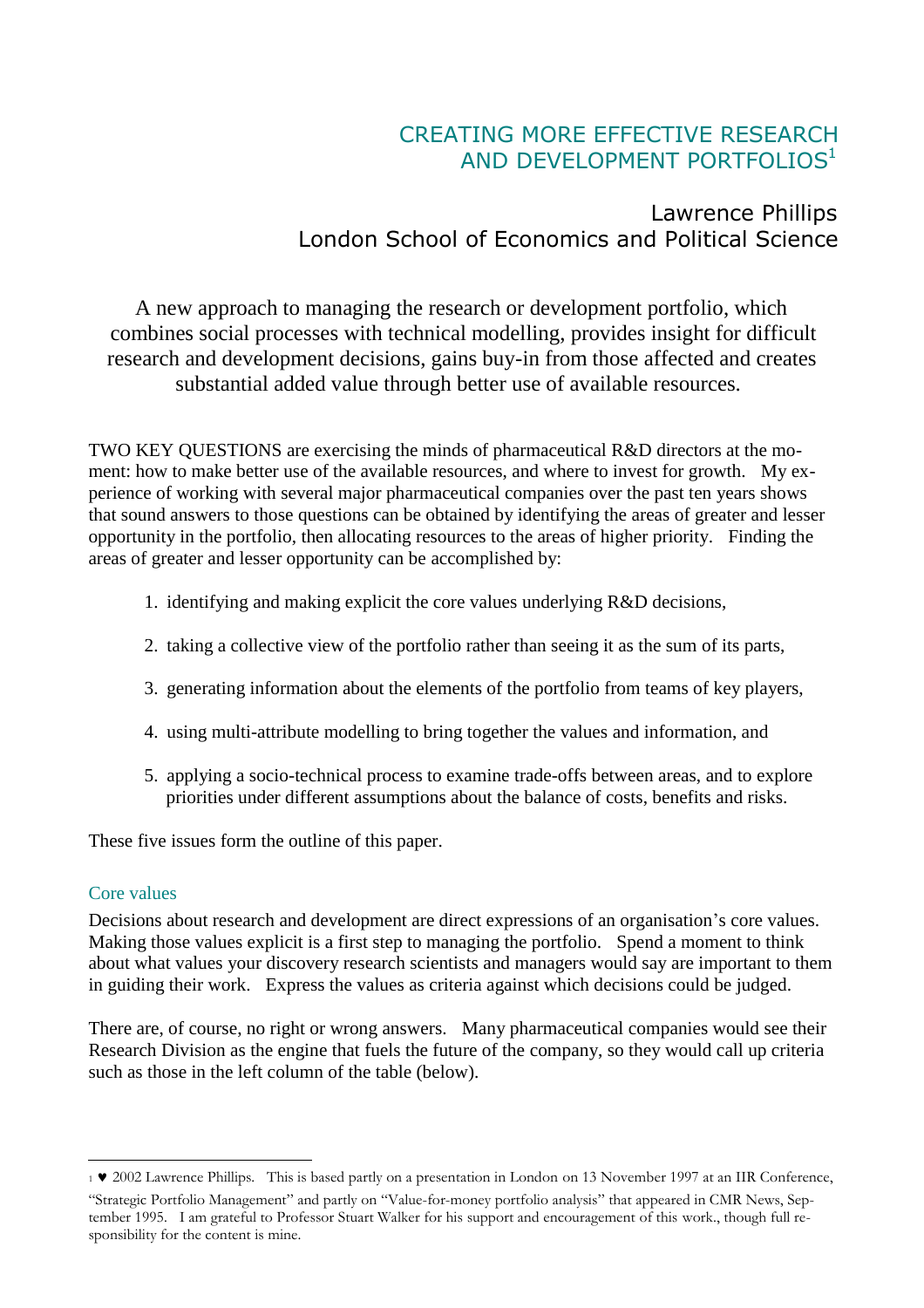# CREATING MORE EFFECTIVE RESEARCH AND DEVELOPMENT PORTFOLIOS[1]

## Lawrence Phillips
## London School of Economics and Political Science

A new approach to managing the research or development portfolio, which combines social processes with technical modelling, provides insight for difficult research and development decisions, gains buy-in from those affected and creates substantial added value through better use of available resources.

TWO KEY QUESTIONS are exercising the minds of pharmaceutical R&D directors at the moment: how to make better use of the available resources, and where to invest for growth. My experience of working with several major pharmaceutical companies over the past ten years shows that sound answers to those questions can be obtained by identifying the areas of greater and lesser opportunity in the portfolio, then allocating resources to the areas of higher priority. Finding the areas of greater and lesser opportunity can be accomplished by:

1. identifying and making explicit the core values underlying R&D decisions,
2. taking a collective view of the portfolio rather than seeing it as the sum of its parts,
3. generating information about the elements of the portfolio from teams of key players,
4. using multi-attribute modelling to bring together the values and information, and
5. applying a socio-technical process to examine trade-offs between areas, and to explore priorities under different assumptions about the balance of costs, benefits and risks.

These five issues form the outline of this paper.

### Core values

Decisions about research and development are direct expressions of an organisation's core values. Making those values explicit is a first step to managing the portfolio. Spend a moment to think about what values your discovery research scientists and managers would say are important to them in guiding their work. Express the values as criteria against which decisions could be judged.

There are, of course, no right or wrong answers. Many pharmaceutical companies would see their Research Division as the engine that fuels the future of the company, so they would call up criteria such as those in the left column of the table (below).

---

[1] ♥ 2002 Lawrence Phillips. This is based partly on a presentation in London on 13 November 1997 at an IIR Conference, "Strategic Portfolio Management" and partly on "Value-for-money portfolio analysis" that appeared in CMR News, September 1995. I am grateful to Professor Stuart Walker for his support and encouragement of this work., though full responsibility for the content is mine.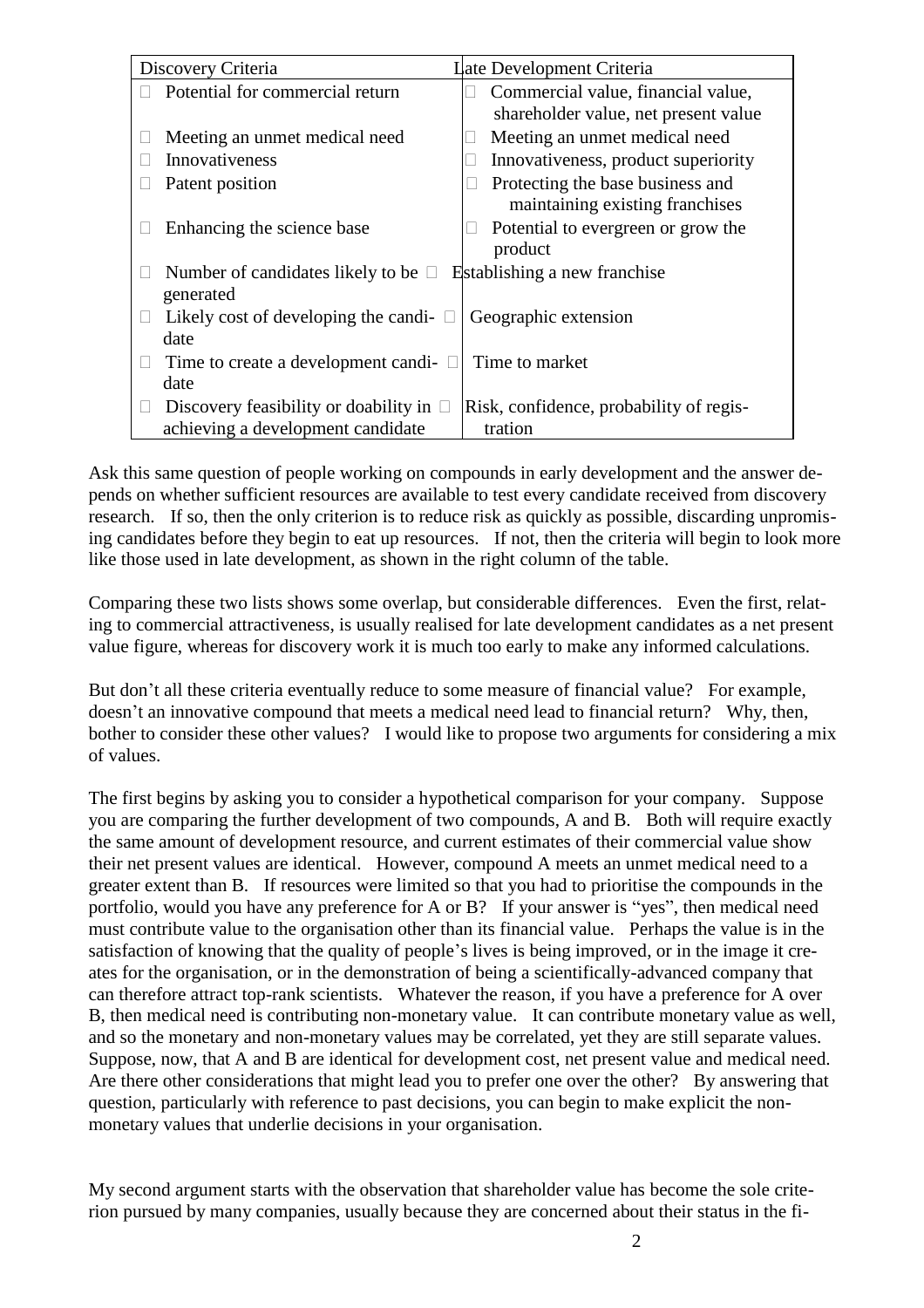| Discovery Criteria | Late Development Criteria |
|---|---|
| Potential for commercial return | Commercial value, financial value, shareholder value, net present value |
| Meeting an unmet medical need | Meeting an unmet medical need |
| Innovativeness | Innovativeness, product superiority |
| Patent position | Protecting the base business and maintaining existing franchises |
| Enhancing the science base | Potential to evergreen or grow the product |
| Number of candidates likely to be generated | Establishing a new franchise |
| Likely cost of developing the candidate | Geographic extension |
| Time to create a development candidate | Time to market |
| Discovery feasibility or doability in achieving a development candidate | Risk, confidence, probability of registration |

Ask this same question of people working on compounds in early development and the answer depends on whether sufficient resources are available to test every candidate received from discovery research. If so, then the only criterion is to reduce risk as quickly as possible, discarding unpromising candidates before they begin to eat up resources. If not, then the criteria will begin to look more like those used in late development, as shown in the right column of the table.

Comparing these two lists shows some overlap, but considerable differences. Even the first, relating to commercial attractiveness, is usually realised for late development candidates as a net present value figure, whereas for discovery work it is much too early to make any informed calculations.

But don't all these criteria eventually reduce to some measure of financial value? For example, doesn't an innovative compound that meets a medical need lead to financial return? Why, then, bother to consider these other values? I would like to propose two arguments for considering a mix of values.

The first begins by asking you to consider a hypothetical comparison for your company. Suppose you are comparing the further development of two compounds, A and B. Both will require exactly the same amount of development resource, and current estimates of their commercial value show their net present values are identical. However, compound A meets an unmet medical need to a greater extent than B. If resources were limited so that you had to prioritise the compounds in the portfolio, would you have any preference for A or B? If your answer is "yes", then medical need must contribute value to the organisation other than its financial value. Perhaps the value is in the satisfaction of knowing that the quality of people's lives is being improved, or in the image it creates for the organisation, or in the demonstration of being a scientifically-advanced company that can therefore attract top-rank scientists. Whatever the reason, if you have a preference for A over B, then medical need is contributing non-monetary value. It can contribute monetary value as well, and so the monetary and non-monetary values may be correlated, yet they are still separate values. Suppose, now, that A and B are identical for development cost, net present value and medical need. Are there other considerations that might lead you to prefer one over the other? By answering that question, particularly with reference to past decisions, you can begin to make explicit the non-monetary values that underlie decisions in your organisation.

My second argument starts with the observation that shareholder value has become the sole criterion pursued by many companies, usually because they are concerned about their status in the fi-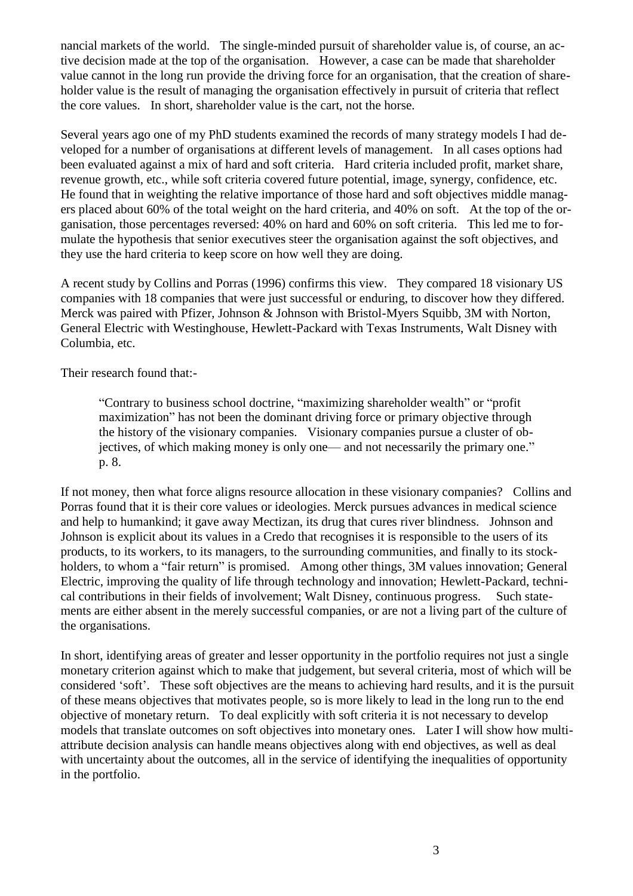nancial markets of the world. The single-minded pursuit of shareholder value is, of course, an active decision made at the top of the organisation. However, a case can be made that shareholder value cannot in the long run provide the driving force for an organisation, that the creation of shareholder value is the result of managing the organisation effectively in pursuit of criteria that reflect the core values. In short, shareholder value is the cart, not the horse.

Several years ago one of my PhD students examined the records of many strategy models I had developed for a number of organisations at different levels of management. In all cases options had been evaluated against a mix of hard and soft criteria. Hard criteria included profit, market share, revenue growth, etc., while soft criteria covered future potential, image, synergy, confidence, etc. He found that in weighting the relative importance of those hard and soft objectives middle managers placed about 60% of the total weight on the hard criteria, and 40% on soft. At the top of the organisation, those percentages reversed: 40% on hard and 60% on soft criteria. This led me to formulate the hypothesis that senior executives steer the organisation against the soft objectives, and they use the hard criteria to keep score on how well they are doing.

A recent study by Collins and Porras (1996) confirms this view. They compared 18 visionary US companies with 18 companies that were just successful or enduring, to discover how they differed. Merck was paired with Pfizer, Johnson & Johnson with Bristol-Myers Squibb, 3M with Norton, General Electric with Westinghouse, Hewlett-Packard with Texas Instruments, Walt Disney with Columbia, etc.

Their research found that:-

> "Contrary to business school doctrine, "maximizing shareholder wealth" or "profit maximization" has not been the dominant driving force or primary objective through the history of the visionary companies. Visionary companies pursue a cluster of objectives, of which making money is only one— and not necessarily the primary one." p. 8.

If not money, then what force aligns resource allocation in these visionary companies? Collins and Porras found that it is their core values or ideologies. Merck pursues advances in medical science and help to humankind; it gave away Mectizan, its drug that cures river blindness. Johnson and Johnson is explicit about its values in a Credo that recognises it is responsible to the users of its products, to its workers, to its managers, to the surrounding communities, and finally to its stockholders, to whom a "fair return" is promised. Among other things, 3M values innovation; General Electric, improving the quality of life through technology and innovation; Hewlett-Packard, technical contributions in their fields of involvement; Walt Disney, continuous progress. Such statements are either absent in the merely successful companies, or are not a living part of the culture of the organisations.

In short, identifying areas of greater and lesser opportunity in the portfolio requires not just a single monetary criterion against which to make that judgement, but several criteria, most of which will be considered 'soft'. These soft objectives are the means to achieving hard results, and it is the pursuit of these means objectives that motivates people, so is more likely to lead in the long run to the end objective of monetary return. To deal explicitly with soft criteria it is not necessary to develop models that translate outcomes on soft objectives into monetary ones. Later I will show how multi-attribute decision analysis can handle means objectives along with end objectives, as well as deal with uncertainty about the outcomes, all in the service of identifying the inequalities of opportunity in the portfolio.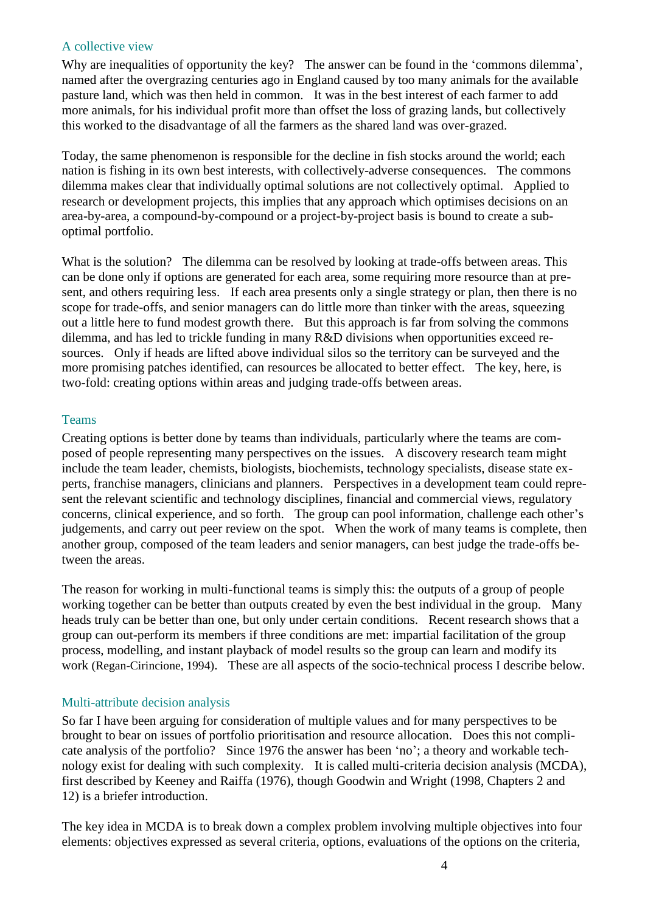## A collective view

Why are inequalities of opportunity the key? The answer can be found in the 'commons dilemma', named after the overgrazing centuries ago in England caused by too many animals for the available pasture land, which was then held in common. It was in the best interest of each farmer to add more animals, for his individual profit more than offset the loss of grazing lands, but collectively this worked to the disadvantage of all the farmers as the shared land was over-grazed.

Today, the same phenomenon is responsible for the decline in fish stocks around the world; each nation is fishing in its own best interests, with collectively-adverse consequences. The commons dilemma makes clear that individually optimal solutions are not collectively optimal. Applied to research or development projects, this implies that any approach which optimises decisions on an area-by-area, a compound-by-compound or a project-by-project basis is bound to create a sub-optimal portfolio.

What is the solution? The dilemma can be resolved by looking at trade-offs between areas. This can be done only if options are generated for each area, some requiring more resource than at present, and others requiring less. If each area presents only a single strategy or plan, then there is no scope for trade-offs, and senior managers can do little more than tinker with the areas, squeezing out a little here to fund modest growth there. But this approach is far from solving the commons dilemma, and has led to trickle funding in many R&D divisions when opportunities exceed resources. Only if heads are lifted above individual silos so the territory can be surveyed and the more promising patches identified, can resources be allocated to better effect. The key, here, is two-fold: creating options within areas and judging trade-offs between areas.

## Teams

Creating options is better done by teams than individuals, particularly where the teams are composed of people representing many perspectives on the issues. A discovery research team might include the team leader, chemists, biologists, biochemists, technology specialists, disease state experts, franchise managers, clinicians and planners. Perspectives in a development team could represent the relevant scientific and technology disciplines, financial and commercial views, regulatory concerns, clinical experience, and so forth. The group can pool information, challenge each other's judgements, and carry out peer review on the spot. When the work of many teams is complete, then another group, composed of the team leaders and senior managers, can best judge the trade-offs between the areas.

The reason for working in multi-functional teams is simply this: the outputs of a group of people working together can be better than outputs created by even the best individual in the group. Many heads truly can be better than one, but only under certain conditions. Recent research shows that a group can out-perform its members if three conditions are met: impartial facilitation of the group process, modelling, and instant playback of model results so the group can learn and modify its work (Regan-Cirincione, 1994). These are all aspects of the socio-technical process I describe below.

## Multi-attribute decision analysis

So far I have been arguing for consideration of multiple values and for many perspectives to be brought to bear on issues of portfolio prioritisation and resource allocation. Does this not complicate analysis of the portfolio? Since 1976 the answer has been 'no'; a theory and workable technology exist for dealing with such complexity. It is called multi-criteria decision analysis (MCDA), first described by Keeney and Raiffa (1976), though Goodwin and Wright (1998, Chapters 2 and 12) is a briefer introduction.

The key idea in MCDA is to break down a complex problem involving multiple objectives into four elements: objectives expressed as several criteria, options, evaluations of the options on the criteria,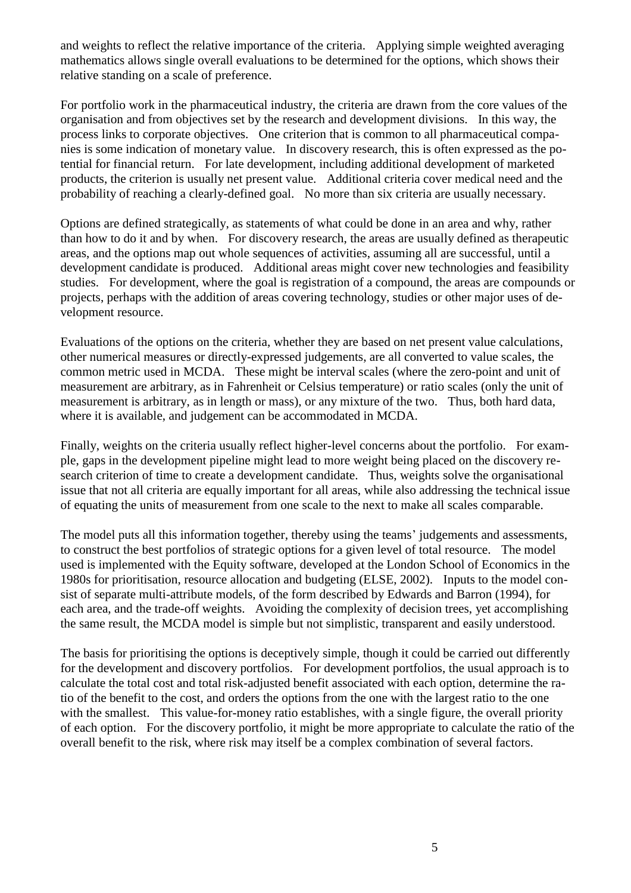and weights to reflect the relative importance of the criteria. Applying simple weighted averaging mathematics allows single overall evaluations to be determined for the options, which shows their relative standing on a scale of preference.

For portfolio work in the pharmaceutical industry, the criteria are drawn from the core values of the organisation and from objectives set by the research and development divisions. In this way, the process links to corporate objectives. One criterion that is common to all pharmaceutical companies is some indication of monetary value. In discovery research, this is often expressed as the potential for financial return. For late development, including additional development of marketed products, the criterion is usually net present value. Additional criteria cover medical need and the probability of reaching a clearly-defined goal. No more than six criteria are usually necessary.

Options are defined strategically, as statements of what could be done in an area and why, rather than how to do it and by when. For discovery research, the areas are usually defined as therapeutic areas, and the options map out whole sequences of activities, assuming all are successful, until a development candidate is produced. Additional areas might cover new technologies and feasibility studies. For development, where the goal is registration of a compound, the areas are compounds or projects, perhaps with the addition of areas covering technology, studies or other major uses of development resource.

Evaluations of the options on the criteria, whether they are based on net present value calculations, other numerical measures or directly-expressed judgements, are all converted to value scales, the common metric used in MCDA. These might be interval scales (where the zero-point and unit of measurement are arbitrary, as in Fahrenheit or Celsius temperature) or ratio scales (only the unit of measurement is arbitrary, as in length or mass), or any mixture of the two. Thus, both hard data, where it is available, and judgement can be accommodated in MCDA.

Finally, weights on the criteria usually reflect higher-level concerns about the portfolio. For example, gaps in the development pipeline might lead to more weight being placed on the discovery research criterion of time to create a development candidate. Thus, weights solve the organisational issue that not all criteria are equally important for all areas, while also addressing the technical issue of equating the units of measurement from one scale to the next to make all scales comparable.

The model puts all this information together, thereby using the teams' judgements and assessments, to construct the best portfolios of strategic options for a given level of total resource. The model used is implemented with the Equity software, developed at the London School of Economics in the 1980s for prioritisation, resource allocation and budgeting (ELSE, 2002). Inputs to the model consist of separate multi-attribute models, of the form described by Edwards and Barron (1994), for each area, and the trade-off weights. Avoiding the complexity of decision trees, yet accomplishing the same result, the MCDA model is simple but not simplistic, transparent and easily understood.

The basis for prioritising the options is deceptively simple, though it could be carried out differently for the development and discovery portfolios. For development portfolios, the usual approach is to calculate the total cost and total risk-adjusted benefit associated with each option, determine the ratio of the benefit to the cost, and orders the options from the one with the largest ratio to the one with the smallest. This value-for-money ratio establishes, with a single figure, the overall priority of each option. For the discovery portfolio, it might be more appropriate to calculate the ratio of the overall benefit to the risk, where risk may itself be a complex combination of several factors.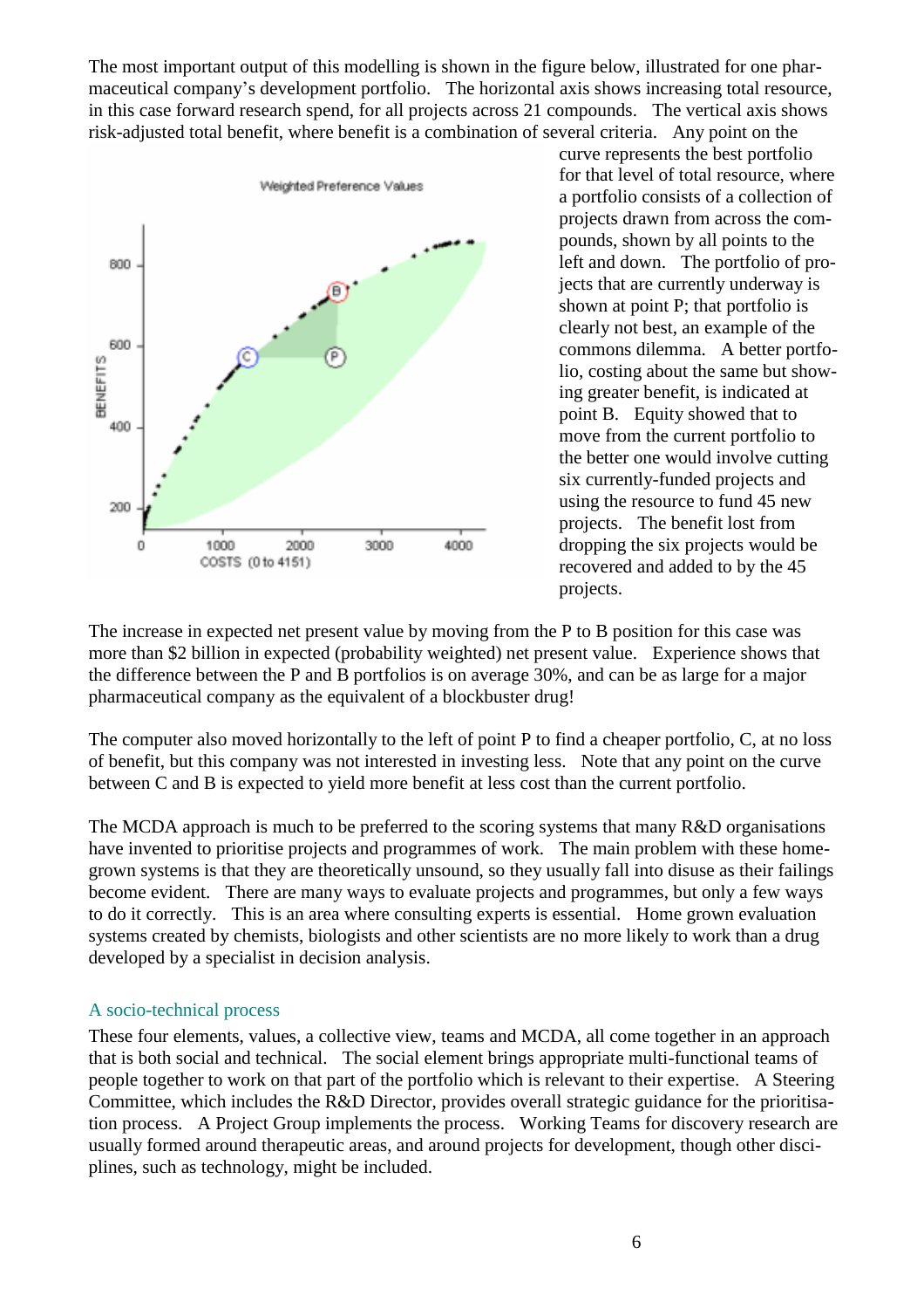The most important output of this modelling is shown in the figure below, illustrated for one pharmaceutical company's development portfolio. The horizontal axis shows increasing total resource, in this case forward research spend, for all projects across 21 compounds. The vertical axis shows risk-adjusted total benefit, where benefit is a combination of several criteria. Any point on the curve represents the best portfolio for that level of total resource, where a portfolio consists of a collection of projects drawn from across the compounds, shown by all points to the left and down. The portfolio of projects that are currently underway is shown at point P; that portfolio is clearly not best, an example of the commons dilemma. A better portfolio, costing about the same but showing greater benefit, is indicated at point B. Equity showed that to move from the current portfolio to the better one would involve cutting six currently-funded projects and using the resource to fund 45 new projects. The benefit lost from dropping the six projects would be recovered and added to by the 45 projects.

The increase in expected net present value by moving from the P to B position for this case was more than $2 billion in expected (probability weighted) net present value. Experience shows that the difference between the P and B portfolios is on average 30%, and can be as large for a major pharmaceutical company as the equivalent of a blockbuster drug!

The computer also moved horizontally to the left of point P to find a cheaper portfolio, C, at no loss of benefit, but this company was not interested in investing less. Note that any point on the curve between C and B is expected to yield more benefit at less cost than the current portfolio.

The MCDA approach is much to be preferred to the scoring systems that many R&D organisations have invented to prioritise projects and programmes of work. The main problem with these home-grown systems is that they are theoretically unsound, so they usually fall into disuse as their failings become evident. There are many ways to evaluate projects and programmes, but only a few ways to do it correctly. This is an area where consulting experts is essential. Home grown evaluation systems created by chemists, biologists and other scientists are no more likely to work than a drug developed by a specialist in decision analysis.

## A socio-technical process

These four elements, values, a collective view, teams and MCDA, all come together in an approach that is both social and technical. The social element brings appropriate multi-functional teams of people together to work on that part of the portfolio which is relevant to their expertise. A Steering Committee, which includes the R&D Director, provides overall strategic guidance for the prioritisation process. A Project Group implements the process. Working Teams for discovery research are usually formed around therapeutic areas, and around projects for development, though other disciplines, such as technology, might be included.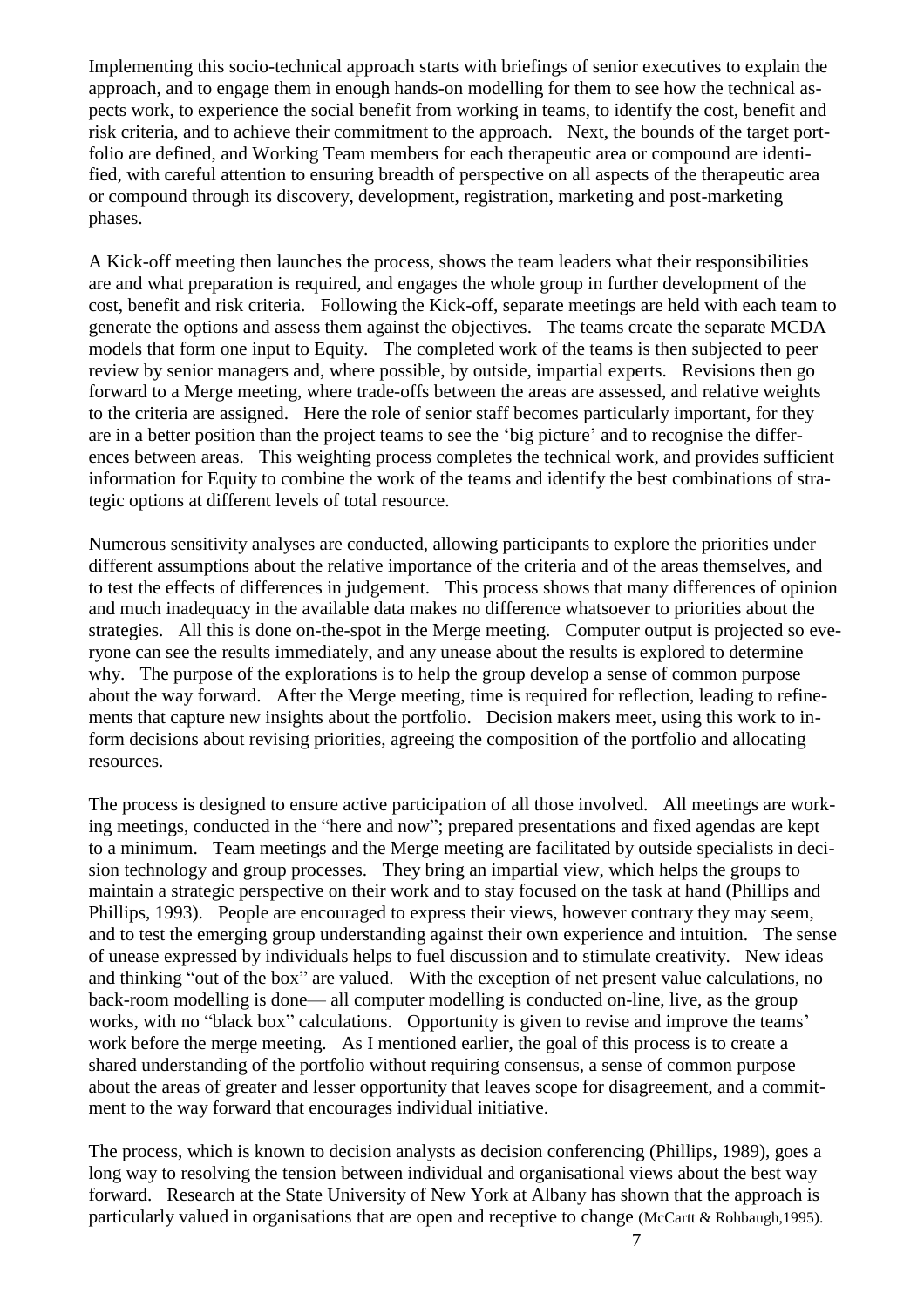Implementing this socio-technical approach starts with briefings of senior executives to explain the approach, and to engage them in enough hands-on modelling for them to see how the technical aspects work, to experience the social benefit from working in teams, to identify the cost, benefit and risk criteria, and to achieve their commitment to the approach. Next, the bounds of the target portfolio are defined, and Working Team members for each therapeutic area or compound are identified, with careful attention to ensuring breadth of perspective on all aspects of the therapeutic area or compound through its discovery, development, registration, marketing and post-marketing phases.

A Kick-off meeting then launches the process, shows the team leaders what their responsibilities are and what preparation is required, and engages the whole group in further development of the cost, benefit and risk criteria. Following the Kick-off, separate meetings are held with each team to generate the options and assess them against the objectives. The teams create the separate MCDA models that form one input to Equity. The completed work of the teams is then subjected to peer review by senior managers and, where possible, by outside, impartial experts. Revisions then go forward to a Merge meeting, where trade-offs between the areas are assessed, and relative weights to the criteria are assigned. Here the role of senior staff becomes particularly important, for they are in a better position than the project teams to see the 'big picture' and to recognise the differences between areas. This weighting process completes the technical work, and provides sufficient information for Equity to combine the work of the teams and identify the best combinations of strategic options at different levels of total resource.

Numerous sensitivity analyses are conducted, allowing participants to explore the priorities under different assumptions about the relative importance of the criteria and of the areas themselves, and to test the effects of differences in judgement. This process shows that many differences of opinion and much inadequacy in the available data makes no difference whatsoever to priorities about the strategies. All this is done on-the-spot in the Merge meeting. Computer output is projected so everyone can see the results immediately, and any unease about the results is explored to determine why. The purpose of the explorations is to help the group develop a sense of common purpose about the way forward. After the Merge meeting, time is required for reflection, leading to refinements that capture new insights about the portfolio. Decision makers meet, using this work to inform decisions about revising priorities, agreeing the composition of the portfolio and allocating resources.

The process is designed to ensure active participation of all those involved. All meetings are working meetings, conducted in the "here and now"; prepared presentations and fixed agendas are kept to a minimum. Team meetings and the Merge meeting are facilitated by outside specialists in decision technology and group processes. They bring an impartial view, which helps the groups to maintain a strategic perspective on their work and to stay focused on the task at hand (Phillips and Phillips, 1993). People are encouraged to express their views, however contrary they may seem, and to test the emerging group understanding against their own experience and intuition. The sense of unease expressed by individuals helps to fuel discussion and to stimulate creativity. New ideas and thinking "out of the box" are valued. With the exception of net present value calculations, no back-room modelling is done— all computer modelling is conducted on-line, live, as the group works, with no "black box" calculations. Opportunity is given to revise and improve the teams' work before the merge meeting. As I mentioned earlier, the goal of this process is to create a shared understanding of the portfolio without requiring consensus, a sense of common purpose about the areas of greater and lesser opportunity that leaves scope for disagreement, and a commitment to the way forward that encourages individual initiative.

The process, which is known to decision analysts as decision conferencing (Phillips, 1989), goes a long way to resolving the tension between individual and organisational views about the best way forward. Research at the State University of New York at Albany has shown that the approach is particularly valued in organisations that are open and receptive to change (McCartt & Rohbaugh,1995).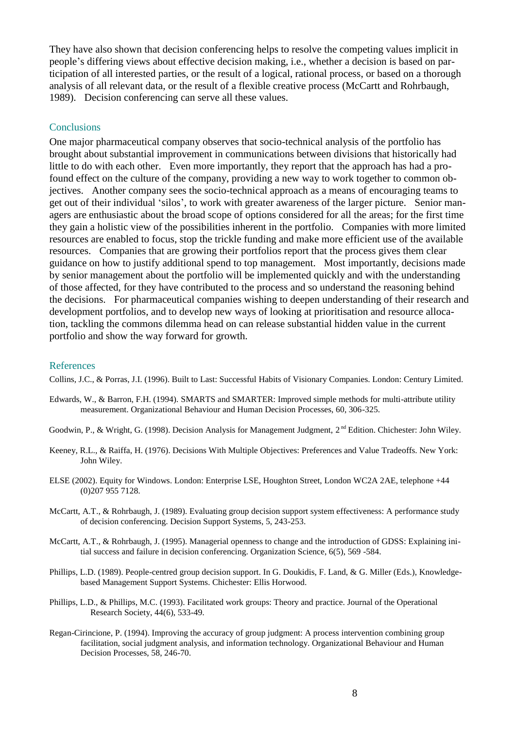They have also shown that decision conferencing helps to resolve the competing values implicit in people's differing views about effective decision making, i.e., whether a decision is based on participation of all interested parties, or the result of a logical, rational process, or based on a thorough analysis of all relevant data, or the result of a flexible creative process (McCartt and Rohrbaugh, 1989). Decision conferencing can serve all these values.

## Conclusions

One major pharmaceutical company observes that socio-technical analysis of the portfolio has brought about substantial improvement in communications between divisions that historically had little to do with each other. Even more importantly, they report that the approach has had a profound effect on the culture of the company, providing a new way to work together to common objectives. Another company sees the socio-technical approach as a means of encouraging teams to get out of their individual 'silos', to work with greater awareness of the larger picture. Senior managers are enthusiastic about the broad scope of options considered for all the areas; for the first time they gain a holistic view of the possibilities inherent in the portfolio. Companies with more limited resources are enabled to focus, stop the trickle funding and make more efficient use of the available resources. Companies that are growing their portfolios report that the process gives them clear guidance on how to justify additional spend to top management. Most importantly, decisions made by senior management about the portfolio will be implemented quickly and with the understanding of those affected, for they have contributed to the process and so understand the reasoning behind the decisions. For pharmaceutical companies wishing to deepen understanding of their research and development portfolios, and to develop new ways of looking at prioritisation and resource allocation, tackling the commons dilemma head on can release substantial hidden value in the current portfolio and show the way forward for growth.

## References

Collins, J.C., & Porras, J.I. (1996). Built to Last: Successful Habits of Visionary Companies. London: Century Limited.

Edwards, W., & Barron, F.H. (1994). SMARTS and SMARTER: Improved simple methods for multi-attribute utility measurement. Organizational Behaviour and Human Decision Processes, 60, 306-325.

Goodwin, P., & Wright, G. (1998). Decision Analysis for Management Judgment, 2nd Edition. Chichester: John Wiley.

Keeney, R.L., & Raiffa, H. (1976). Decisions With Multiple Objectives: Preferences and Value Tradeoffs. New York: John Wiley.

ELSE (2002). Equity for Windows. London: Enterprise LSE, Houghton Street, London WC2A 2AE, telephone +44 (0)207 955 7128.

McCartt, A.T., & Rohrbaugh, J. (1989). Evaluating group decision support system effectiveness: A performance study of decision conferencing. Decision Support Systems, 5, 243-253.

McCartt, A.T., & Rohrbaugh, J. (1995). Managerial openness to change and the introduction of GDSS: Explaining initial success and failure in decision conferencing. Organization Science, 6(5), 569 -584.

Phillips, L.D. (1989). People-centred group decision support. In G. Doukidis, F. Land, & G. Miller (Eds.), Knowledge-based Management Support Systems. Chichester: Ellis Horwood.

Phillips, L.D., & Phillips, M.C. (1993). Facilitated work groups: Theory and practice. Journal of the Operational Research Society, 44(6), 533-49.

Regan-Cirincione, P. (1994). Improving the accuracy of group judgment: A process intervention combining group facilitation, social judgment analysis, and information technology. Organizational Behaviour and Human Decision Processes, 58, 246-70.